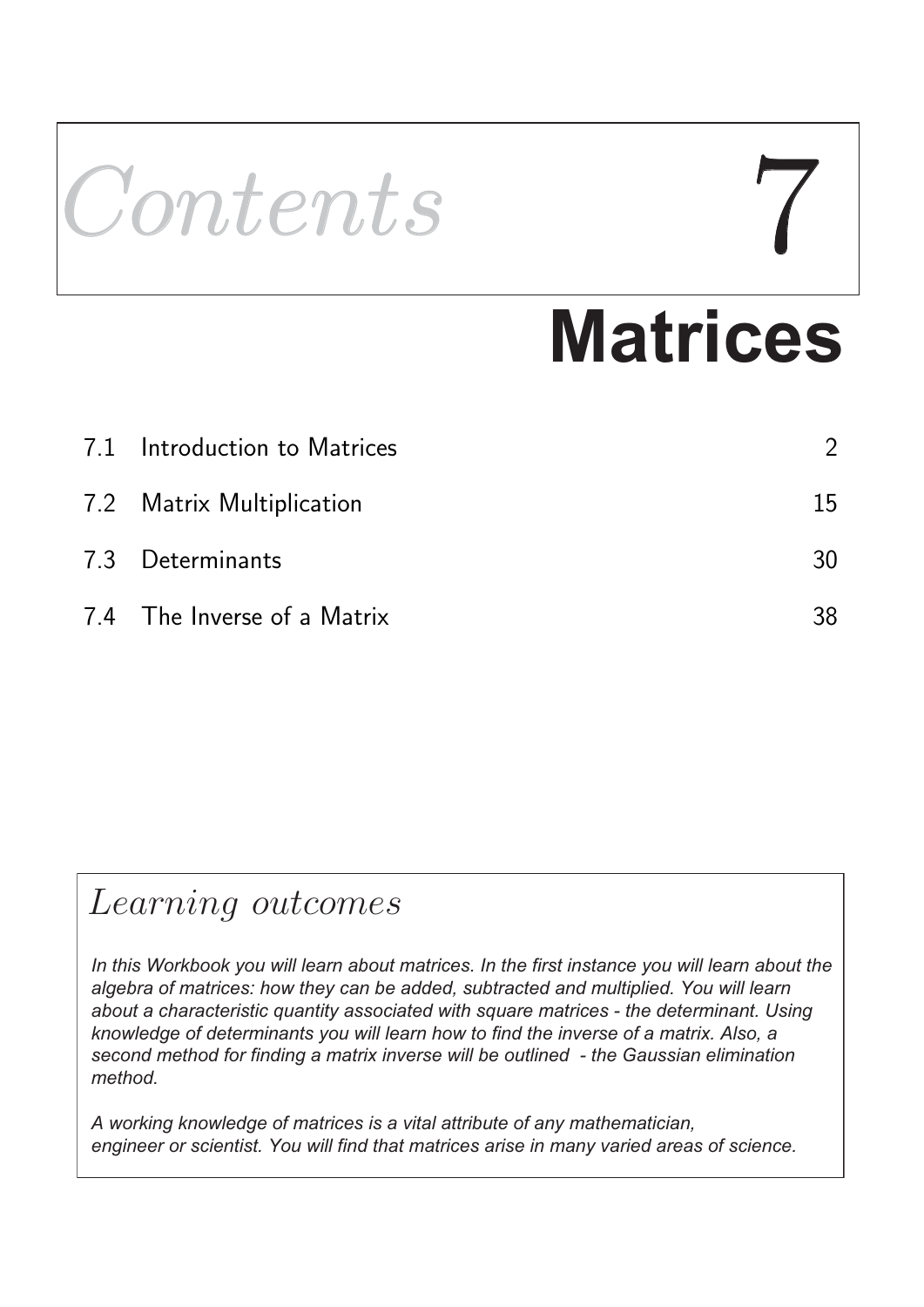# Contents 7

# Matrices

| | | |
|---|---|---|
| 7.1 | Introduction to Matrices | 2 |
| 7.2 | Matrix Multiplication | 15 |
| 7.3 | Determinants | 30 |
| 7.4 | The Inverse of a Matrix | 38 |

## *Learning outcomes*

*In this Workbook you will learn about matrices. In the first instance you will learn about the algebra of matrices: how they can be added, subtracted and multiplied. You will learn about a characteristic quantity associated with square matrices - the determinant. Using knowledge of determinants you will learn how to find the inverse of a matrix. Also, a second method for finding a matrix inverse will be outlined - the Gaussian elimination method.*

*A working knowledge of matrices is a vital attribute of any mathematician, engineer or scientist. You will find that matrices arise in many varied areas of science.*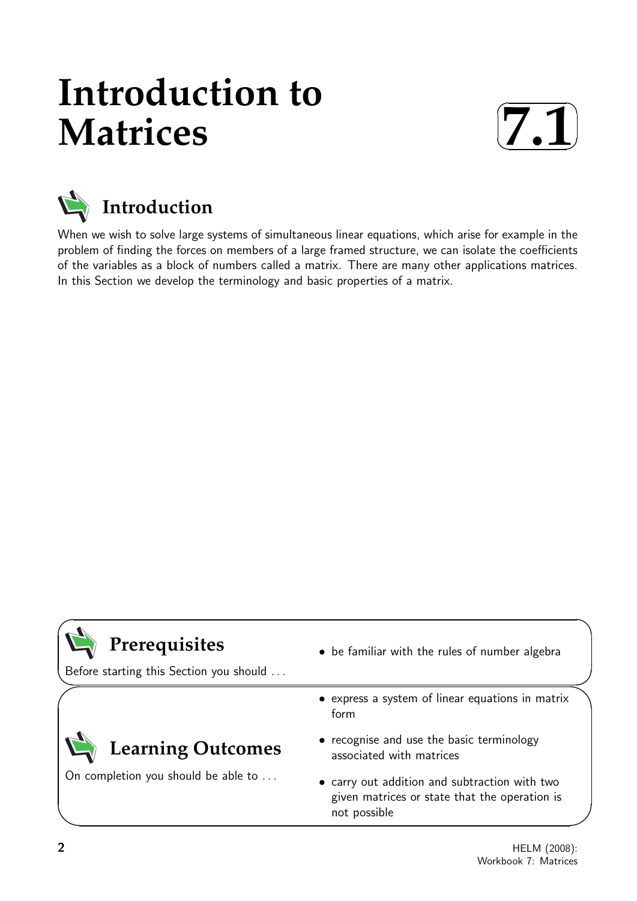# Introduction to Matrices

7.1

## Introduction

When we wish to solve large systems of simultaneous linear equations, which arise for example in the problem of finding the forces on members of a large framed structure, we can isolate the coefficients of the variables as a block of numbers called a matrix. There are many other applications matrices. In this Section we develop the terminology and basic properties of a matrix.

## Prerequisites

Before starting this Section you should ...

- be familiar with the rules of number algebra

## Learning Outcomes

On completion you should be able to ...

- express a system of linear equations in matrix form
- recognise and use the basic terminology associated with matrices
- carry out addition and subtraction with two given matrices or state that the operation is not possible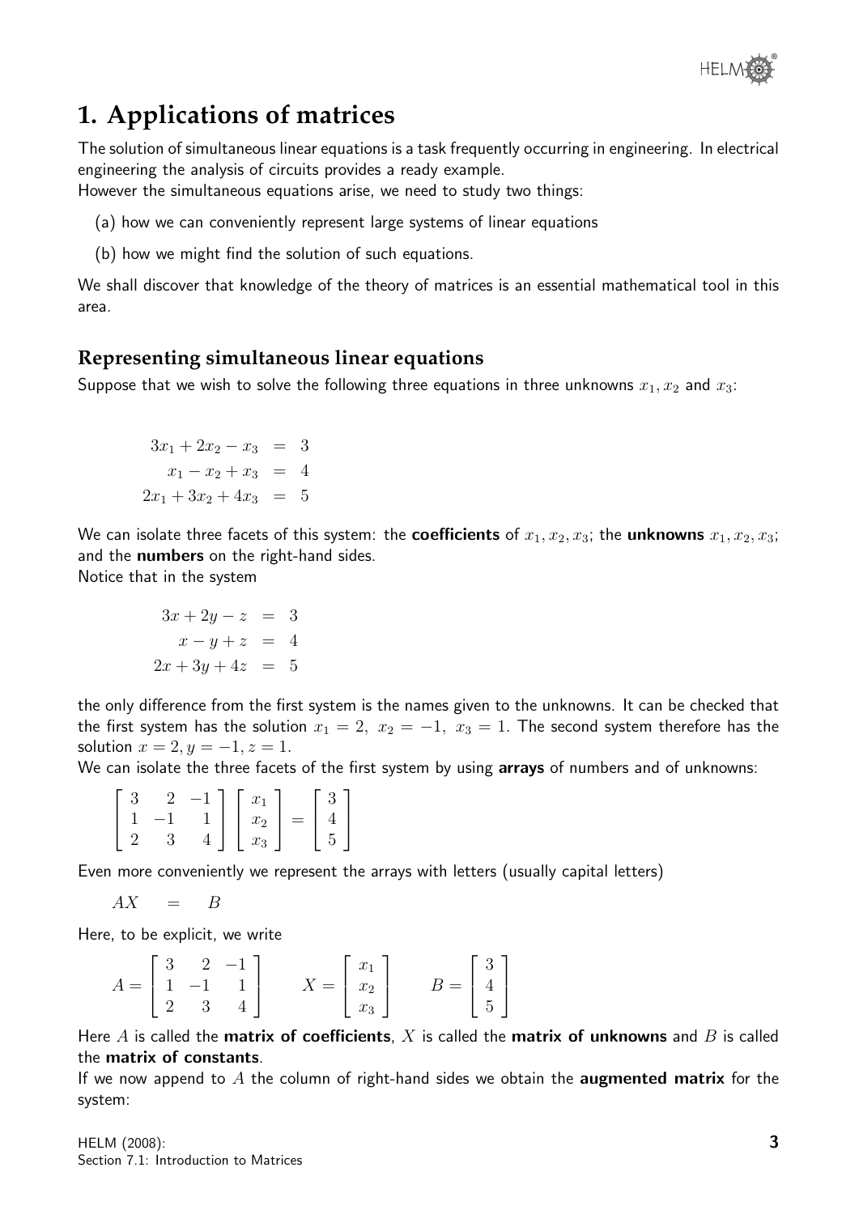# 1. Applications of matrices

The solution of simultaneous linear equations is a task frequently occurring in engineering. In electrical engineering the analysis of circuits provides a ready example.
However the simultaneous equations arise, we need to study two things:

(a) how we can conveniently represent large systems of linear equations

(b) how we might find the solution of such equations.

We shall discover that knowledge of the theory of matrices is an essential mathematical tool in this area.

## Representing simultaneous linear equations

Suppose that we wish to solve the following three equations in three unknowns $x_1, x_2$ and $x_3$:

$$\begin{aligned} 3x_1 + 2x_2 - x_3 &= 3 \\ x_1 - x_2 + x_3 &= 4 \\ 2x_1 + 3x_2 + 4x_3 &= 5 \end{aligned}$$

We can isolate three facets of this system: the **coefficients** of $x_1, x_2, x_3$; the **unknowns** $x_1, x_2, x_3$; and the **numbers** on the right-hand sides.
Notice that in the system

$$\begin{aligned} 3x + 2y - z &= 3 \\ x - y + z &= 4 \\ 2x + 3y + 4z &= 5 \end{aligned}$$

the only difference from the first system is the names given to the unknowns. It can be checked that the first system has the solution $x_1 = 2,\ x_2 = -1,\ x_3 = 1$. The second system therefore has the solution $x = 2, y = -1, z = 1$.
We can isolate the three facets of the first system by using **arrays** of numbers and of unknowns:

$$\begin{bmatrix} 3 & 2 & -1 \\ 1 & -1 & 1 \\ 2 & 3 & 4 \end{bmatrix} \begin{bmatrix} x_1 \\ x_2 \\ x_3 \end{bmatrix} = \begin{bmatrix} 3 \\ 4 \\ 5 \end{bmatrix}$$

Even more conveniently we represent the arrays with letters (usually capital letters)

$$AX \quad = \quad B$$

Here, to be explicit, we write

$$A = \begin{bmatrix} 3 & 2 & -1 \\ 1 & -1 & 1 \\ 2 & 3 & 4 \end{bmatrix} \qquad X = \begin{bmatrix} x_1 \\ x_2 \\ x_3 \end{bmatrix} \qquad B = \begin{bmatrix} 3 \\ 4 \\ 5 \end{bmatrix}$$

Here $A$ is called the **matrix of coefficients**, $X$ is called the **matrix of unknowns** and $B$ is called the **matrix of constants**.
If we now append to $A$ the column of right-hand sides we obtain the **augmented matrix** for the system: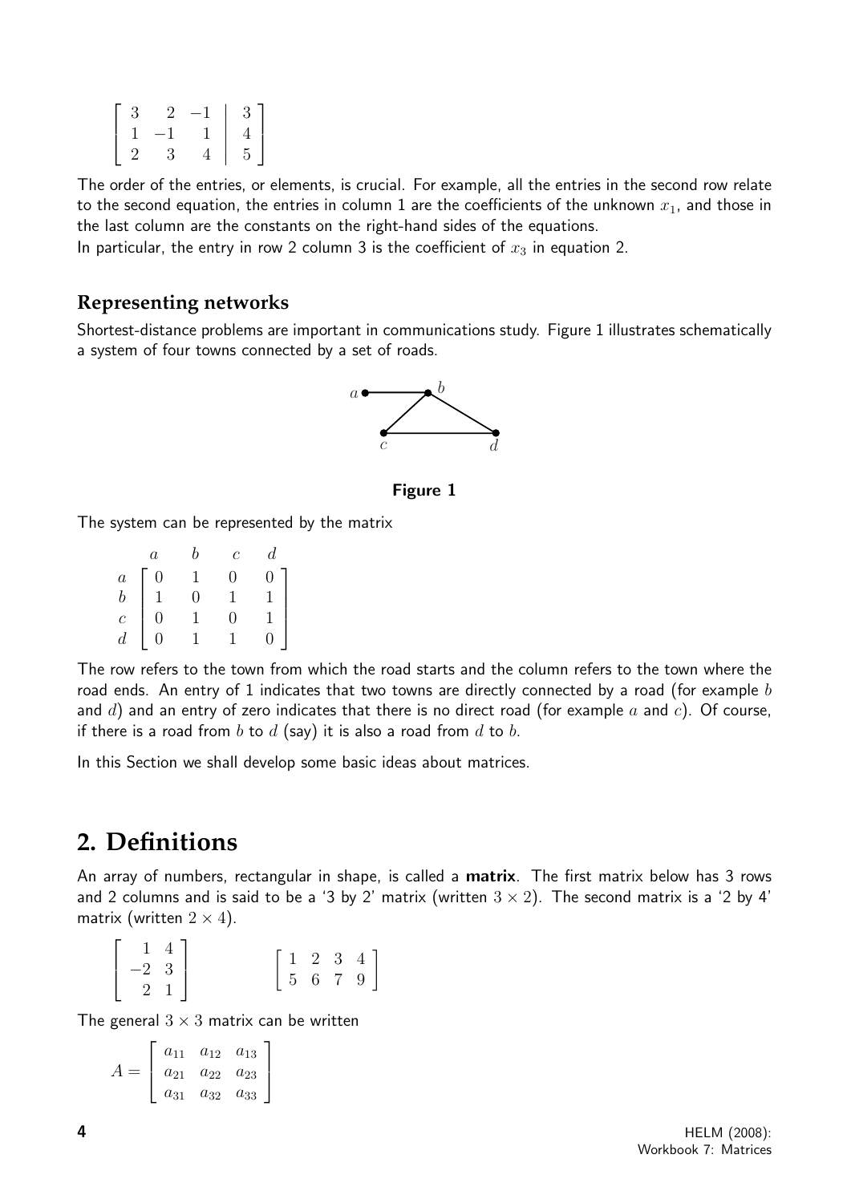$$\left[\begin{array}{ccc|c} 3 & 2 & -1 & 3 \\ 1 & -1 & 1 & 4 \\ 2 & 3 & 4 & 5 \end{array}\right]$$

The order of the entries, or elements, is crucial. For example, all the entries in the second row relate to the second equation, the entries in column 1 are the coefficients of the unknown $x_1$, and those in the last column are the constants on the right-hand sides of the equations.

In particular, the entry in row 2 column 3 is the coefficient of $x_3$ in equation 2.

### Representing networks

Shortest-distance problems are important in communications study. Figure 1 illustrates schematically a system of four towns connected by a set of roads.

**Figure 1**

The system can be represented by the matrix

$$\begin{array}{c} \\ a \\ b \\ c \\ d \end{array} \begin{array}{c} \begin{array}{cccc} a & b & c & d \end{array} \\ \left[\begin{array}{cccc} 0 & 1 & 0 & 0 \\ 1 & 0 & 1 & 1 \\ 0 & 1 & 0 & 1 \\ 0 & 1 & 1 & 0 \end{array}\right] \end{array}$$

The row refers to the town from which the road starts and the column refers to the town where the road ends. An entry of 1 indicates that two towns are directly connected by a road (for example $b$ and $d$) and an entry of zero indicates that there is no direct road (for example $a$ and $c$). Of course, if there is a road from $b$ to $d$ (say) it is also a road from $d$ to $b$.

In this Section we shall develop some basic ideas about matrices.

## 2. Definitions

An array of numbers, rectangular in shape, is called a **matrix**. The first matrix below has 3 rows and 2 columns and is said to be a '3 by 2' matrix (written $3 \times 2$). The second matrix is a '2 by 4' matrix (written $2 \times 4$).

$$\left[\begin{array}{cc} 1 & 4 \\ -2 & 3 \\ 2 & 1 \end{array}\right] \qquad \left[\begin{array}{cccc} 1 & 2 & 3 & 4 \\ 5 & 6 & 7 & 9 \end{array}\right]$$

The general $3 \times 3$ matrix can be written

$$A = \left[\begin{array}{ccc} a_{11} & a_{12} & a_{13} \\ a_{21} & a_{22} & a_{23} \\ a_{31} & a_{32} & a_{33} \end{array}\right]$$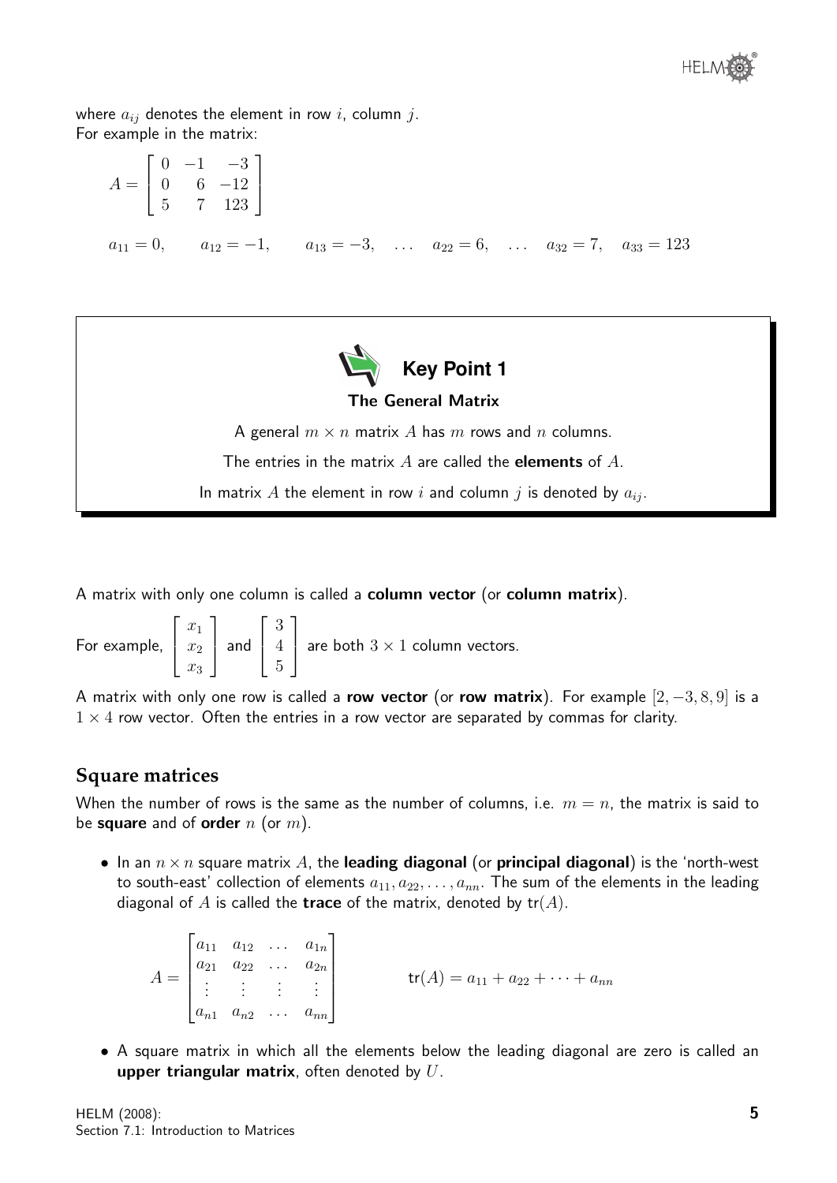where $a_{ij}$ denotes the element in row $i$, column $j$.
For example in the matrix:

$$A = \begin{bmatrix} 0 & -1 & -3 \\ 0 & 6 & -12 \\ 5 & 7 & 123 \end{bmatrix}$$

$$a_{11} = 0, \qquad a_{12} = -1, \qquad a_{13} = -3, \quad \dots \quad a_{22} = 6, \quad \dots \quad a_{32} = 7, \quad a_{33} = 123$$

> **Key Point 1**
>
> **The General Matrix**
>
> A general $m \times n$ matrix $A$ has $m$ rows and $n$ columns.
>
> The entries in the matrix $A$ are called the **elements** of $A$.
>
> In matrix $A$ the element in row $i$ and column $j$ is denoted by $a_{ij}$.

A matrix with only one column is called a **column vector** (or **column matrix**).

For example, $\begin{bmatrix} x_1 \\ x_2 \\ x_3 \end{bmatrix}$ and $\begin{bmatrix} 3 \\ 4 \\ 5 \end{bmatrix}$ are both $3 \times 1$ column vectors.

A matrix with only one row is called a **row vector** (or **row matrix**). For example $[2, -3, 8, 9]$ is a $1 \times 4$ row vector. Often the entries in a row vector are separated by commas for clarity.

## Square matrices

When the number of rows is the same as the number of columns, i.e. $m = n$, the matrix is said to be **square** and of **order** $n$ (or $m$).

- In an $n \times n$ square matrix $A$, the **leading diagonal** (or **principal diagonal**) is the 'north-west to south-east' collection of elements $a_{11}, a_{22}, \dots, a_{nn}$. The sum of the elements in the leading diagonal of $A$ is called the **trace** of the matrix, denoted by $\text{tr}(A)$.

$$A = \begin{bmatrix} a_{11} & a_{12} & \dots & a_{1n} \\ a_{21} & a_{22} & \dots & a_{2n} \\ \vdots & \vdots & \vdots & \vdots \\ a_{n1} & a_{n2} & \dots & a_{nn} \end{bmatrix} \qquad \text{tr}(A) = a_{11} + a_{22} + \dots + a_{nn}$$

- A square matrix in which all the elements below the leading diagonal are zero is called an **upper triangular matrix**, often denoted by $U$.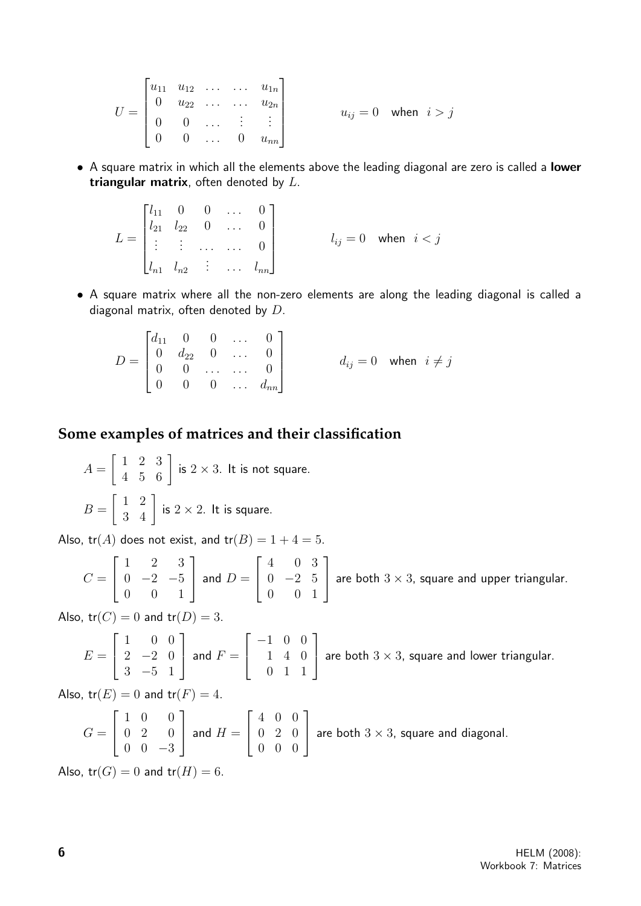$$U = \begin{bmatrix} u_{11} & u_{12} & \dots & \dots & u_{1n} \\ 0 & u_{22} & \dots & \dots & u_{2n} \\ 0 & 0 & \dots & \vdots & \vdots \\ 0 & 0 & \dots & 0 & u_{nn} \end{bmatrix} \qquad u_{ij} = 0 \quad \text{when} \quad i > j$$

- A square matrix in which all the elements above the leading diagonal are zero is called a **lower triangular matrix**, often denoted by $L$.

$$L = \begin{bmatrix} l_{11} & 0 & 0 & \dots & 0 \\ l_{21} & l_{22} & 0 & \dots & 0 \\ \vdots & \vdots & \dots & \dots & 0 \\ l_{n1} & l_{n2} & \vdots & \dots & l_{nn} \end{bmatrix} \qquad l_{ij} = 0 \quad \text{when} \quad i < j$$

- A square matrix where all the non-zero elements are along the leading diagonal is called a diagonal matrix, often denoted by $D$.

$$D = \begin{bmatrix} d_{11} & 0 & 0 & \dots & 0 \\ 0 & d_{22} & 0 & \dots & 0 \\ 0 & 0 & \dots & \dots & 0 \\ 0 & 0 & 0 & \dots & d_{nn} \end{bmatrix} \qquad d_{ij} = 0 \quad \text{when} \quad i \neq j$$

## Some examples of matrices and their classification

$A = \begin{bmatrix} 1 & 2 & 3 \\ 4 & 5 & 6 \end{bmatrix}$ is $2 \times 3$. It is not square.

$B = \begin{bmatrix} 1 & 2 \\ 3 & 4 \end{bmatrix}$ is $2 \times 2$. It is square.

Also, $\text{tr}(A)$ does not exist, and $\text{tr}(B) = 1 + 4 = 5$.

$C = \begin{bmatrix} 1 & 2 & 3 \\ 0 & -2 & -5 \\ 0 & 0 & 1 \end{bmatrix}$ and $D = \begin{bmatrix} 4 & 0 & 3 \\ 0 & -2 & 5 \\ 0 & 0 & 1 \end{bmatrix}$ are both $3 \times 3$, square and upper triangular.

Also, $\text{tr}(C) = 0$ and $\text{tr}(D) = 3$.

$E = \begin{bmatrix} 1 & 0 & 0 \\ 2 & -2 & 0 \\ 3 & -5 & 1 \end{bmatrix}$ and $F = \begin{bmatrix} -1 & 0 & 0 \\ 1 & 4 & 0 \\ 0 & 1 & 1 \end{bmatrix}$ are both $3 \times 3$, square and lower triangular.

Also, $\text{tr}(E) = 0$ and $\text{tr}(F) = 4$.

$G = \begin{bmatrix} 1 & 0 & 0 \\ 0 & 2 & 0 \\ 0 & 0 & -3 \end{bmatrix}$ and $H = \begin{bmatrix} 4 & 0 & 0 \\ 0 & 2 & 0 \\ 0 & 0 & 0 \end{bmatrix}$ are both $3 \times 3$, square and diagonal.

Also, $\text{tr}(G) = 0$ and $\text{tr}(H) = 6$.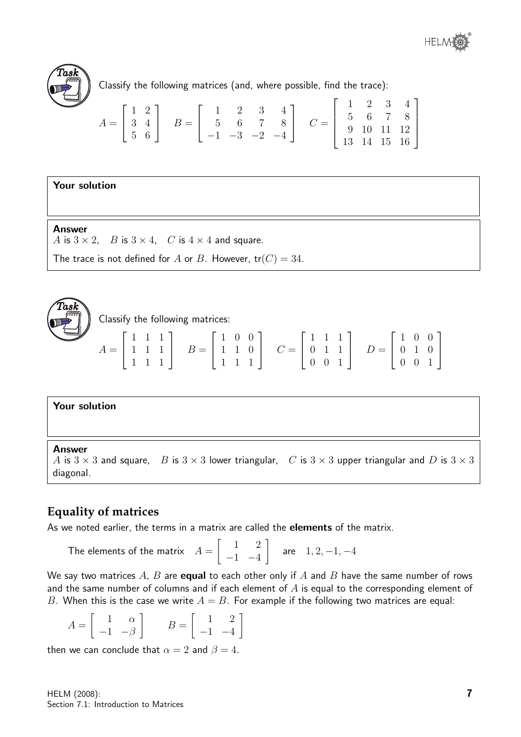**Task**

Classify the following matrices (and, where possible, find the trace):

$$A = \begin{bmatrix} 1 & 2 \\ 3 & 4 \\ 5 & 6 \end{bmatrix} \quad B = \begin{bmatrix} 1 & 2 & 3 & 4 \\ 5 & 6 & 7 & 8 \\ -1 & -3 & -2 & -4 \end{bmatrix} \quad C = \begin{bmatrix} 1 & 2 & 3 & 4 \\ 5 & 6 & 7 & 8 \\ 9 & 10 & 11 & 12 \\ 13 & 14 & 15 & 16 \end{bmatrix}$$

**Your solution**

**Answer**

$A$ is $3 \times 2$, $B$ is $3 \times 4$, $C$ is $4 \times 4$ and square.

The trace is not defined for $A$ or $B$. However, $\text{tr}(C) = 34$.

**Task**

Classify the following matrices:

$$A = \begin{bmatrix} 1 & 1 & 1 \\ 1 & 1 & 1 \\ 1 & 1 & 1 \end{bmatrix} \quad B = \begin{bmatrix} 1 & 0 & 0 \\ 1 & 1 & 0 \\ 1 & 1 & 1 \end{bmatrix} \quad C = \begin{bmatrix} 1 & 1 & 1 \\ 0 & 1 & 1 \\ 0 & 0 & 1 \end{bmatrix} \quad D = \begin{bmatrix} 1 & 0 & 0 \\ 0 & 1 & 0 \\ 0 & 0 & 1 \end{bmatrix}$$

**Your solution**

**Answer**

$A$ is $3 \times 3$ and square, $B$ is $3 \times 3$ lower triangular, $C$ is $3 \times 3$ upper triangular and $D$ is $3 \times 3$ diagonal.

## Equality of matrices

As we noted earlier, the terms in a matrix are called the **elements** of the matrix.

The elements of the matrix $A = \begin{bmatrix} 1 & 2 \\ -1 & -4 \end{bmatrix}$ are $1, 2, -1, -4$

We say two matrices $A$, $B$ are **equal** to each other only if $A$ and $B$ have the same number of rows and the same number of columns and if each element of $A$ is equal to the corresponding element of $B$. When this is the case we write $A = B$. For example if the following two matrices are equal:

$$A = \begin{bmatrix} 1 & \alpha \\ -1 & -\beta \end{bmatrix} \qquad B = \begin{bmatrix} 1 & 2 \\ -1 & -4 \end{bmatrix}$$

then we can conclude that $\alpha = 2$ and $\beta = 4$.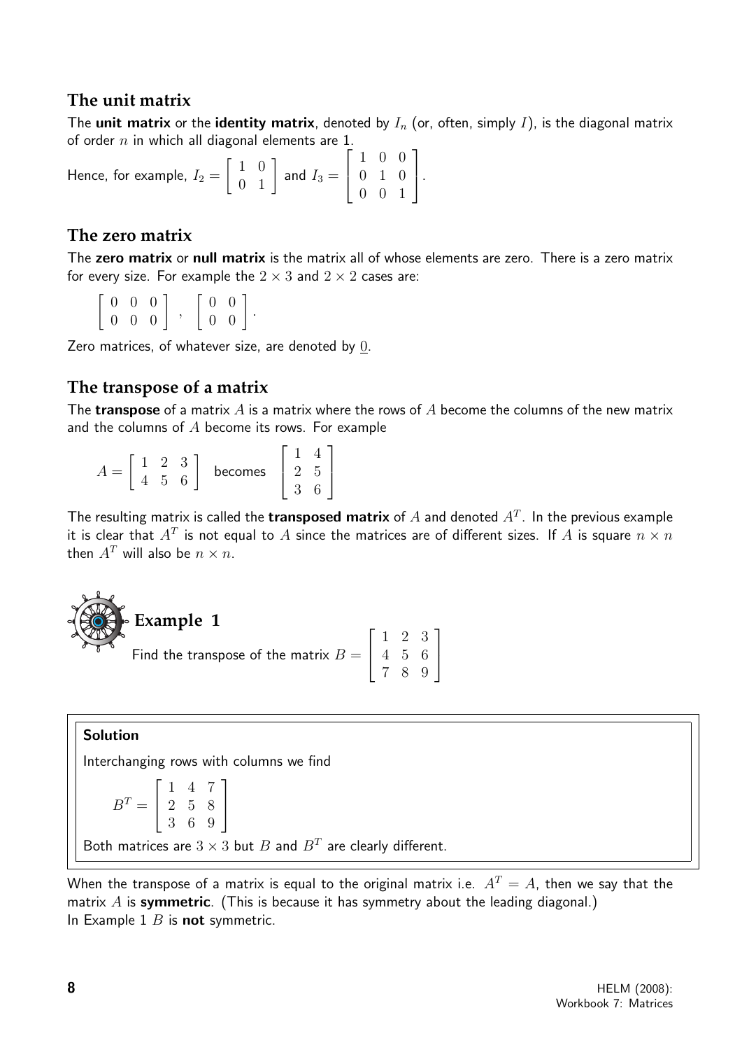## The unit matrix

The **unit matrix** or the **identity matrix**, denoted by $I_n$ (or, often, simply $I$), is the diagonal matrix of order $n$ in which all diagonal elements are 1.

Hence, for example, $I_2 = \begin{bmatrix} 1 & 0 \\ 0 & 1 \end{bmatrix}$ and $I_3 = \begin{bmatrix} 1 & 0 & 0 \\ 0 & 1 & 0 \\ 0 & 0 & 1 \end{bmatrix}$.

## The zero matrix

The **zero matrix** or **null matrix** is the matrix all of whose elements are zero. There is a zero matrix for every size. For example the $2 \times 3$ and $2 \times 2$ cases are:

$$\begin{bmatrix} 0 & 0 & 0 \\ 0 & 0 & 0 \end{bmatrix}, \quad \begin{bmatrix} 0 & 0 \\ 0 & 0 \end{bmatrix}.$$

Zero matrices, of whatever size, are denoted by $\underline{0}$.

## The transpose of a matrix

The **transpose** of a matrix $A$ is a matrix where the rows of $A$ become the columns of the new matrix and the columns of $A$ become its rows. For example

$$A = \begin{bmatrix} 1 & 2 & 3 \\ 4 & 5 & 6 \end{bmatrix} \quad \text{becomes} \quad \begin{bmatrix} 1 & 4 \\ 2 & 5 \\ 3 & 6 \end{bmatrix}$$

The resulting matrix is called the **transposed matrix** of $A$ and denoted $A^T$. In the previous example it is clear that $A^T$ is not equal to $A$ since the matrices are of different sizes. If $A$ is square $n \times n$ then $A^T$ will also be $n \times n$.

### Example 1

Find the transpose of the matrix $B = \begin{bmatrix} 1 & 2 & 3 \\ 4 & 5 & 6 \\ 7 & 8 & 9 \end{bmatrix}$

**Solution**

Interchanging rows with columns we find

$$B^T = \begin{bmatrix} 1 & 4 & 7 \\ 2 & 5 & 8 \\ 3 & 6 & 9 \end{bmatrix}$$

Both matrices are $3 \times 3$ but $B$ and $B^T$ are clearly different.

When the transpose of a matrix is equal to the original matrix i.e. $A^T = A$, then we say that the matrix $A$ is **symmetric**. (This is because it has symmetry about the leading diagonal.)
In Example 1 $B$ is **not** symmetric.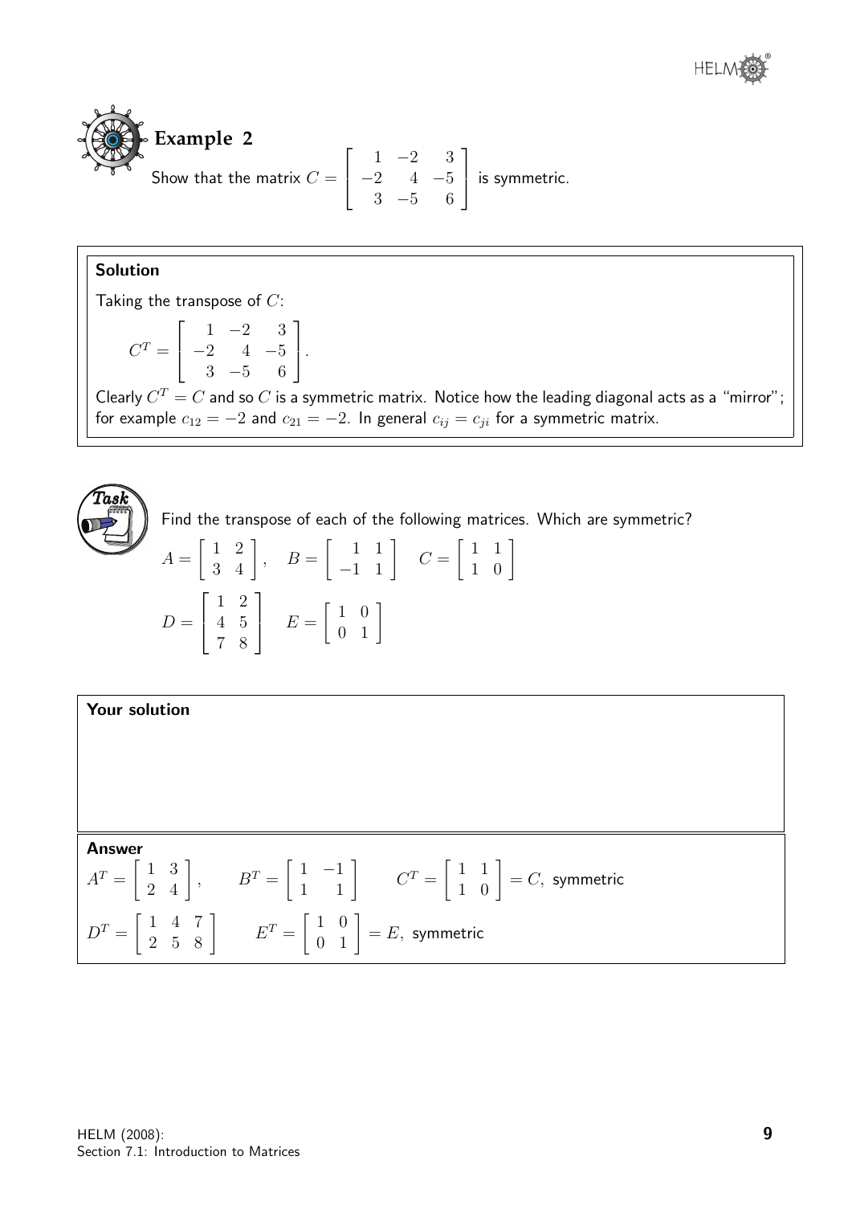## Example 2

Show that the matrix $C = \begin{bmatrix} 1 & -2 & 3 \\ -2 & 4 & -5 \\ 3 & -5 & 6 \end{bmatrix}$ is symmetric.

**Solution**

Taking the transpose of $C$:

$$C^T = \begin{bmatrix} 1 & -2 & 3 \\ -2 & 4 & -5 \\ 3 & -5 & 6 \end{bmatrix}.$$

Clearly $C^T = C$ and so $C$ is a symmetric matrix. Notice how the leading diagonal acts as a "mirror"; for example $c_{12} = -2$ and $c_{21} = -2$. In general $c_{ij} = c_{ji}$ for a symmetric matrix.

## Task

Find the transpose of each of the following matrices. Which are symmetric?

$$A = \begin{bmatrix} 1 & 2 \\ 3 & 4 \end{bmatrix}, \quad B = \begin{bmatrix} 1 & 1 \\ -1 & 1 \end{bmatrix} \quad C = \begin{bmatrix} 1 & 1 \\ 1 & 0 \end{bmatrix}$$

$$D = \begin{bmatrix} 1 & 2 \\ 4 & 5 \\ 7 & 8 \end{bmatrix} \quad E = \begin{bmatrix} 1 & 0 \\ 0 & 1 \end{bmatrix}$$

**Your solution**

**Answer**

$A^T = \begin{bmatrix} 1 & 3 \\ 2 & 4 \end{bmatrix}, \qquad B^T = \begin{bmatrix} 1 & -1 \\ 1 & 1 \end{bmatrix} \qquad C^T = \begin{bmatrix} 1 & 1 \\ 1 & 0 \end{bmatrix} = C,$ symmetric

$D^T = \begin{bmatrix} 1 & 4 & 7 \\ 2 & 5 & 8 \end{bmatrix} \qquad E^T = \begin{bmatrix} 1 & 0 \\ 0 & 1 \end{bmatrix} = E,$ symmetric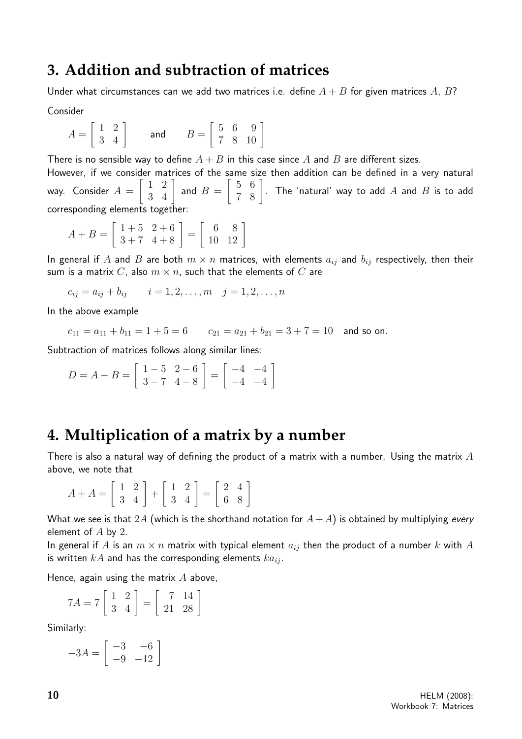## 3. Addition and subtraction of matrices

Under what circumstances can we add two matrices i.e. define $A + B$ for given matrices $A$, $B$?

Consider

$$A = \begin{bmatrix} 1 & 2 \\ 3 & 4 \end{bmatrix} \qquad \text{and} \qquad B = \begin{bmatrix} 5 & 6 & 9 \\ 7 & 8 & 10 \end{bmatrix}$$

There is no sensible way to define $A + B$ in this case since $A$ and $B$ are different sizes.

However, if we consider matrices of the same size then addition can be defined in a very natural way. Consider $A = \begin{bmatrix} 1 & 2 \\ 3 & 4 \end{bmatrix}$ and $B = \begin{bmatrix} 5 & 6 \\ 7 & 8 \end{bmatrix}$. The 'natural' way to add $A$ and $B$ is to add corresponding elements together:

$$A + B = \begin{bmatrix} 1+5 & 2+6 \\ 3+7 & 4+8 \end{bmatrix} = \begin{bmatrix} 6 & 8 \\ 10 & 12 \end{bmatrix}$$

In general if $A$ and $B$ are both $m \times n$ matrices, with elements $a_{ij}$ and $b_{ij}$ respectively, then their sum is a matrix $C$, also $m \times n$, such that the elements of $C$ are

$$c_{ij} = a_{ij} + b_{ij} \qquad i = 1, 2, \ldots, m \quad j = 1, 2, \ldots, n$$

In the above example

$$c_{11} = a_{11} + b_{11} = 1 + 5 = 6 \qquad c_{21} = a_{21} + b_{21} = 3 + 7 = 10 \quad \text{and so on.}$$

Subtraction of matrices follows along similar lines:

$$D = A - B = \begin{bmatrix} 1-5 & 2-6 \\ 3-7 & 4-8 \end{bmatrix} = \begin{bmatrix} -4 & -4 \\ -4 & -4 \end{bmatrix}$$

## 4. Multiplication of a matrix by a number

There is also a natural way of defining the product of a matrix with a number. Using the matrix $A$ above, we note that

$$A + A = \begin{bmatrix} 1 & 2 \\ 3 & 4 \end{bmatrix} + \begin{bmatrix} 1 & 2 \\ 3 & 4 \end{bmatrix} = \begin{bmatrix} 2 & 4 \\ 6 & 8 \end{bmatrix}$$

What we see is that $2A$ (which is the shorthand notation for $A + A$) is obtained by multiplying *every* element of $A$ by 2.

In general if $A$ is an $m \times n$ matrix with typical element $a_{ij}$ then the product of a number $k$ with $A$ is written $kA$ and has the corresponding elements $ka_{ij}$.

Hence, again using the matrix $A$ above,

$$7A = 7 \begin{bmatrix} 1 & 2 \\ 3 & 4 \end{bmatrix} = \begin{bmatrix} 7 & 14 \\ 21 & 28 \end{bmatrix}$$

Similarly:

$$-3A = \begin{bmatrix} -3 & -6 \\ -9 & -12 \end{bmatrix}$$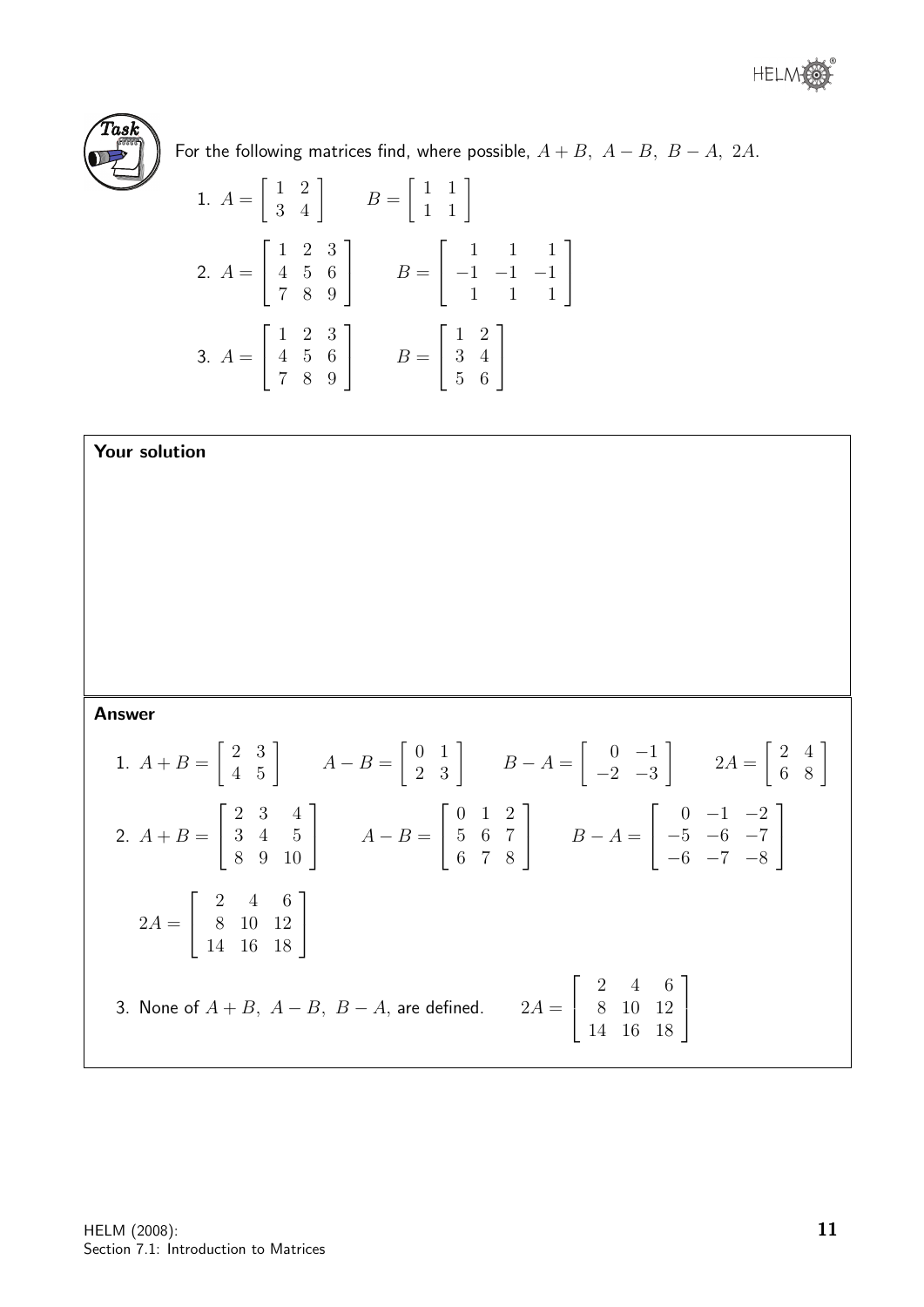**Task**

For the following matrices find, where possible, $A+B,\ A-B,\ B-A,\ 2A$.

1. $A = \begin{bmatrix} 1 & 2 \\ 3 & 4 \end{bmatrix} \qquad B = \begin{bmatrix} 1 & 1 \\ 1 & 1 \end{bmatrix}$

2. $A = \begin{bmatrix} 1 & 2 & 3 \\ 4 & 5 & 6 \\ 7 & 8 & 9 \end{bmatrix} \qquad B = \begin{bmatrix} 1 & 1 & 1 \\ -1 & -1 & -1 \\ 1 & 1 & 1 \end{bmatrix}$

3. $A = \begin{bmatrix} 1 & 2 & 3 \\ 4 & 5 & 6 \\ 7 & 8 & 9 \end{bmatrix} \qquad B = \begin{bmatrix} 1 & 2 \\ 3 & 4 \\ 5 & 6 \end{bmatrix}$

**Your solution**

**Answer**

1. $A+B = \begin{bmatrix} 2 & 3 \\ 4 & 5 \end{bmatrix} \qquad A-B = \begin{bmatrix} 0 & 1 \\ 2 & 3 \end{bmatrix} \qquad B-A = \begin{bmatrix} 0 & -1 \\ -2 & -3 \end{bmatrix} \qquad 2A = \begin{bmatrix} 2 & 4 \\ 6 & 8 \end{bmatrix}$

2. $A+B = \begin{bmatrix} 2 & 3 & 4 \\ 3 & 4 & 5 \\ 8 & 9 & 10 \end{bmatrix} \qquad A-B = \begin{bmatrix} 0 & 1 & 2 \\ 5 & 6 & 7 \\ 6 & 7 & 8 \end{bmatrix} \qquad B-A = \begin{bmatrix} 0 & -1 & -2 \\ -5 & -6 & -7 \\ -6 & -7 & -8 \end{bmatrix}$

   $2A = \begin{bmatrix} 2 & 4 & 6 \\ 8 & 10 & 12 \\ 14 & 16 & 18 \end{bmatrix}$

3. None of $A+B,\ A-B,\ B-A$, are defined. $\qquad 2A = \begin{bmatrix} 2 & 4 & 6 \\ 8 & 10 & 12 \\ 14 & 16 & 18 \end{bmatrix}$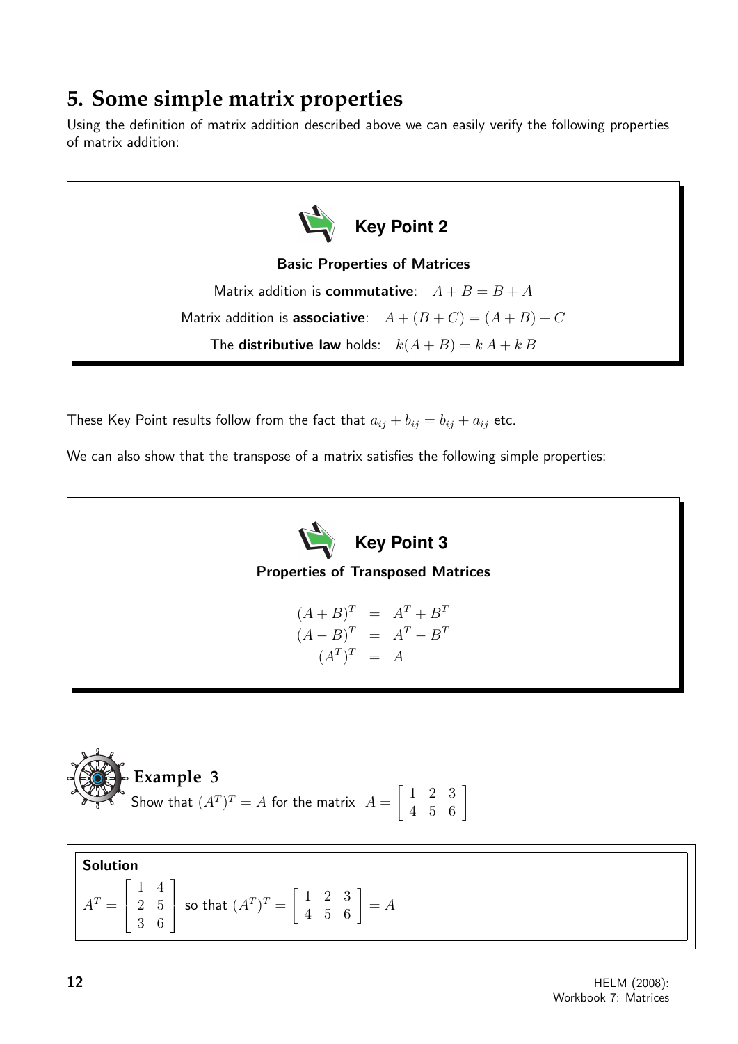## 5. Some simple matrix properties

Using the definition of matrix addition described above we can easily verify the following properties of matrix addition:

**Key Point 2**

**Basic Properties of Matrices**

Matrix addition is **commutative**: $A + B = B + A$

Matrix addition is **associative**: $A + (B + C) = (A + B) + C$

The **distributive law** holds: $k(A + B) = k\,A + k\,B$

These Key Point results follow from the fact that $a_{ij} + b_{ij} = b_{ij} + a_{ij}$ etc.

We can also show that the transpose of a matrix satisfies the following simple properties:

**Key Point 3**

**Properties of Transposed Matrices**

$$
\begin{aligned}
(A + B)^T &= A^T + B^T \\
(A - B)^T &= A^T - B^T \\
(A^T)^T &= A
\end{aligned}
$$

**Example 3**

Show that $(A^T)^T = A$ for the matrix $A = \begin{bmatrix} 1 & 2 & 3 \\ 4 & 5 & 6 \end{bmatrix}$

**Solution**

$A^T = \begin{bmatrix} 1 & 4 \\ 2 & 5 \\ 3 & 6 \end{bmatrix}$ so that $(A^T)^T = \begin{bmatrix} 1 & 2 & 3 \\ 4 & 5 & 6 \end{bmatrix} = A$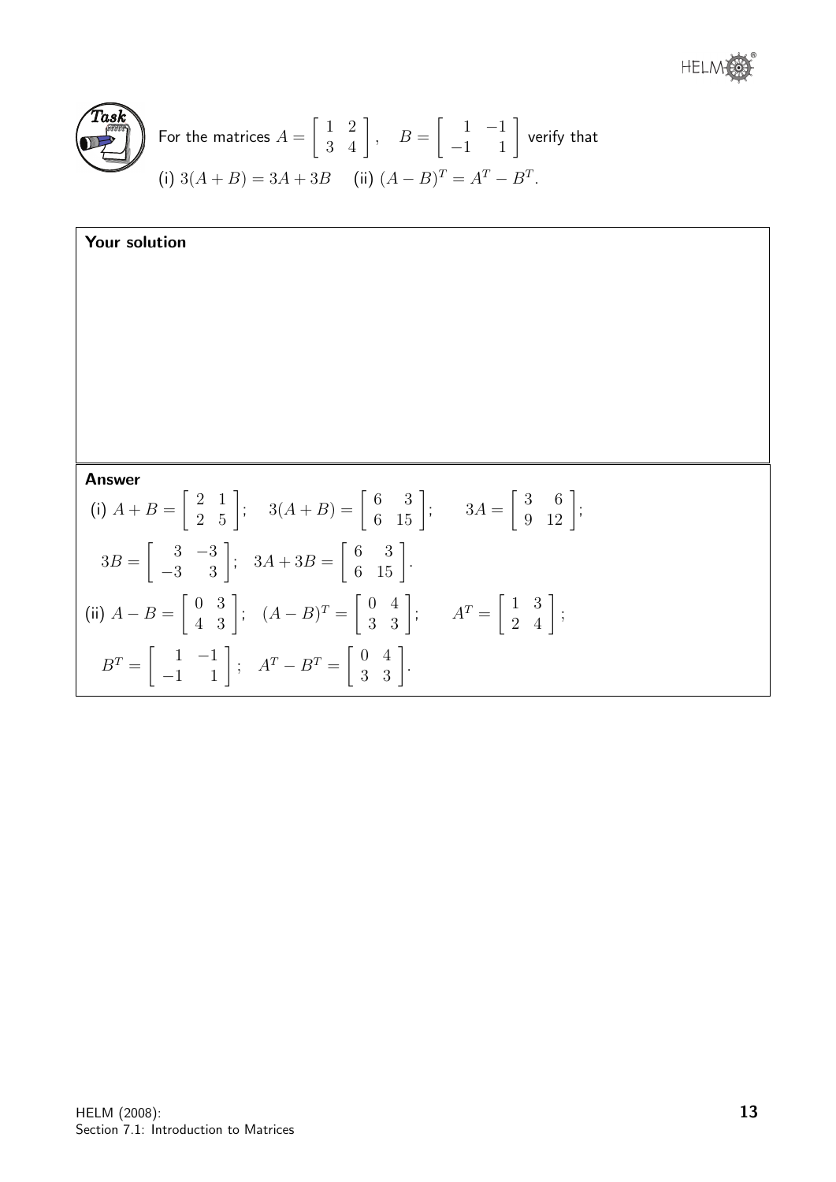**Task**

For the matrices $A = \begin{bmatrix} 1 & 2 \\ 3 & 4 \end{bmatrix}$, $\quad B = \begin{bmatrix} 1 & -1 \\ -1 & 1 \end{bmatrix}$ verify that

(i) $3(A + B) = 3A + 3B$ $\quad$ (ii) $(A - B)^T = A^T - B^T$.

**Your solution**

**Answer**

(i) $A + B = \begin{bmatrix} 2 & 1 \\ 2 & 5 \end{bmatrix}$; $\quad 3(A + B) = \begin{bmatrix} 6 & 3 \\ 6 & 15 \end{bmatrix}$; $\qquad 3A = \begin{bmatrix} 3 & 6 \\ 9 & 12 \end{bmatrix}$;

$3B = \begin{bmatrix} 3 & -3 \\ -3 & 3 \end{bmatrix}$; $\quad 3A + 3B = \begin{bmatrix} 6 & 3 \\ 6 & 15 \end{bmatrix}$.

(ii) $A - B = \begin{bmatrix} 0 & 3 \\ 4 & 3 \end{bmatrix}$; $\quad (A - B)^T = \begin{bmatrix} 0 & 4 \\ 3 & 3 \end{bmatrix}$; $\qquad A^T = \begin{bmatrix} 1 & 3 \\ 2 & 4 \end{bmatrix}$;

$B^T = \begin{bmatrix} 1 & -1 \\ -1 & 1 \end{bmatrix}$; $\quad A^T - B^T = \begin{bmatrix} 0 & 4 \\ 3 & 3 \end{bmatrix}$.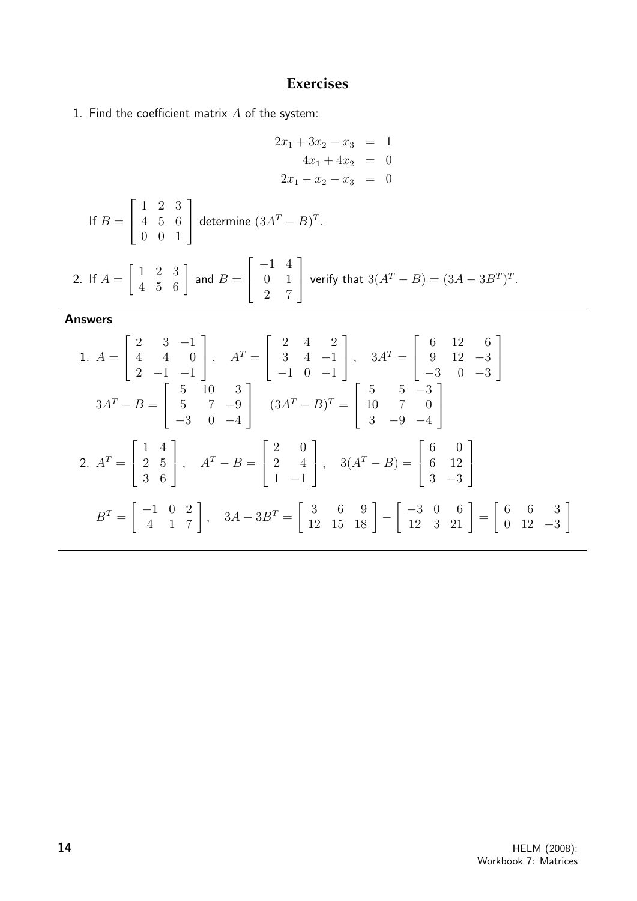## Exercises

1. Find the coefficient matrix $A$ of the system:

$$\begin{aligned} 2x_1 + 3x_2 - x_3 &= 1 \\ 4x_1 + 4x_2 &= 0 \\ 2x_1 - x_2 - x_3 &= 0 \end{aligned}$$

If $B = \begin{bmatrix} 1 & 2 & 3 \\ 4 & 5 & 6 \\ 0 & 0 & 1 \end{bmatrix}$ determine $(3A^T - B)^T$.

2. If $A = \begin{bmatrix} 1 & 2 & 3 \\ 4 & 5 & 6 \end{bmatrix}$ and $B = \begin{bmatrix} -1 & 4 \\ 0 & 1 \\ 2 & 7 \end{bmatrix}$ verify that $3(A^T - B) = (3A - 3B^T)^T$.

**Answers**

1. $A = \begin{bmatrix} 2 & 3 & -1 \\ 4 & 4 & 0 \\ 2 & -1 & -1 \end{bmatrix}, \quad A^T = \begin{bmatrix} 2 & 4 & 2 \\ 3 & 4 & -1 \\ -1 & 0 & -1 \end{bmatrix}, \quad 3A^T = \begin{bmatrix} 6 & 12 & 6 \\ 9 & 12 & -3 \\ -3 & 0 & -3 \end{bmatrix}$

$3A^T - B = \begin{bmatrix} 5 & 10 & 3 \\ 5 & 7 & -9 \\ -3 & 0 & -4 \end{bmatrix} \quad (3A^T - B)^T = \begin{bmatrix} 5 & 5 & -3 \\ 10 & 7 & 0 \\ 3 & -9 & -4 \end{bmatrix}$

2. $A^T = \begin{bmatrix} 1 & 4 \\ 2 & 5 \\ 3 & 6 \end{bmatrix}, \quad A^T - B = \begin{bmatrix} 2 & 0 \\ 2 & 4 \\ 1 & -1 \end{bmatrix}, \quad 3(A^T - B) = \begin{bmatrix} 6 & 0 \\ 6 & 12 \\ 3 & -3 \end{bmatrix}$

$B^T = \begin{bmatrix} -1 & 0 & 2 \\ 4 & 1 & 7 \end{bmatrix}, \quad 3A - 3B^T = \begin{bmatrix} 3 & 6 & 9 \\ 12 & 15 & 18 \end{bmatrix} - \begin{bmatrix} -3 & 0 & 6 \\ 12 & 3 & 21 \end{bmatrix} = \begin{bmatrix} 6 & 6 & 3 \\ 0 & 12 & -3 \end{bmatrix}$